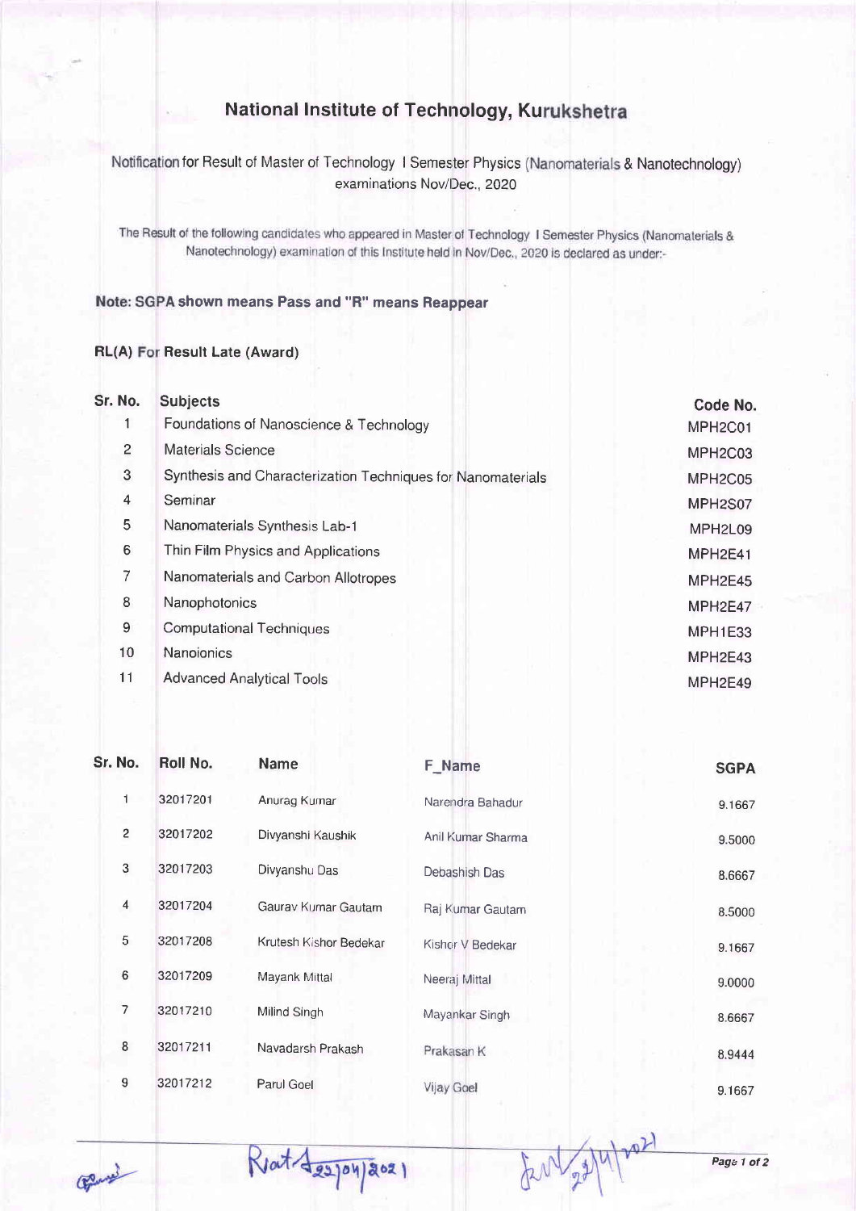# National Institute of Technology, Kurukshetra

Notification for Result of Master of Technology I Semester Physics (Nanomaterials & Nanotechnology) examinations Nov/Dec., 2020

The Result of the following candidates who appeared in Master of Technology I Semester Physics (Nanomaterials & Nanotechnology) examination of this Institute held in Nov/Dec., 2020 is declared as under:-

**Note: SGPA shown means Pass and "R" means Reappear**

**RL(A) For Result Late (Award)**

| Sr. No. | Subjects | Code No. |
|---|---|---|
| 1 | Foundations of Nanoscience & Technology | MPH2C01 |
| 2 | Materials Science | MPH2C03 |
| 3 | Synthesis and Characterization Techniques for Nanomaterials | MPH2C05 |
| 4 | Seminar | MPH2S07 |
| 5 | Nanomaterials Synthesis Lab-1 | MPH2L09 |
| 6 | Thin Film Physics and Applications | MPH2E41 |
| 7 | Nanomaterials and Carbon Allotropes | MPH2E45 |
| 8 | Nanophotonics | MPH2E47 |
| 9 | Computational Techniques | MPH1E33 |
| 10 | Nanoionics | MPH2E43 |
| 11 | Advanced Analytical Tools | MPH2E49 |

| Sr. No. | Roll No. | Name | F_Name | SGPA |
|---|---|---|---|---|
| 1 | 32017201 | Anurag Kumar | Narendra Bahadur | 9.1667 |
| 2 | 32017202 | Divyanshi Kaushik | Anil Kumar Sharma | 9.5000 |
| 3 | 32017203 | Divyanshu Das | Debashish Das | 8.6667 |
| 4 | 32017204 | Gaurav Kumar Gautam | Raj Kumar Gautam | 8.5000 |
| 5 | 32017208 | Krutesh Kishor Bedekar | Kishor V Bedekar | 9.1667 |
| 6 | 32017209 | Mayank Mittal | Neeraj Mittal | 9.0000 |
| 7 | 32017210 | Milind Singh | Mayankar Singh | 8.6667 |
| 8 | 32017211 | Navadarsh Prakash | Prakasan K | 8.9444 |
| 9 | 32017212 | Parul Goel | Vijay Goel | 9.1667 |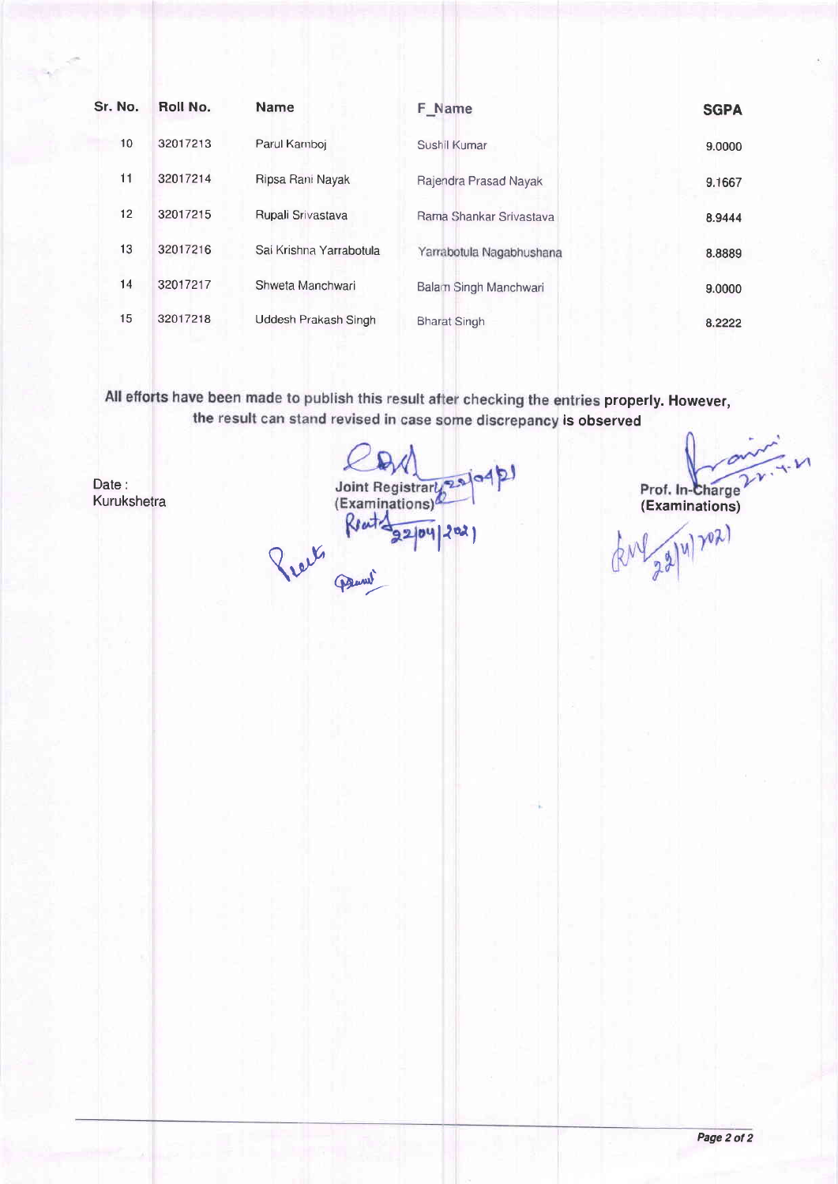| Sr. No. | Roll No. | Name | F_Name | SGPA |
|---|---|---|---|---|
| 10 | 32017213 | Parul Kamboj | Sushil Kumar | 9.0000 |
| 11 | 32017214 | Ripsa Rani Nayak | Rajendra Prasad Nayak | 9.1667 |
| 12 | 32017215 | Rupali Srivastava | Rama Shankar Srivastava | 8.9444 |
| 13 | 32017216 | Sai Krishna Yarrabotula | Yarrabotula Nagabhushana | 8.8889 |
| 14 | 32017217 | Shweta Manchwari | Balam Singh Manchwari | 9.0000 |
| 15 | 32017218 | Uddesh Prakash Singh | Bharat Singh | 8.2222 |

**All efforts have been made to publish this result after checking the entries properly. However, the result can stand revised in case some discrepancy is observed**

Date :
Kurukshetra

**Joint Registrar**
**(Examinations)**
22/04/21
22/04/2021

**Prof. In-Charge**
**(Examinations)**
22.4.21
22/4/2021